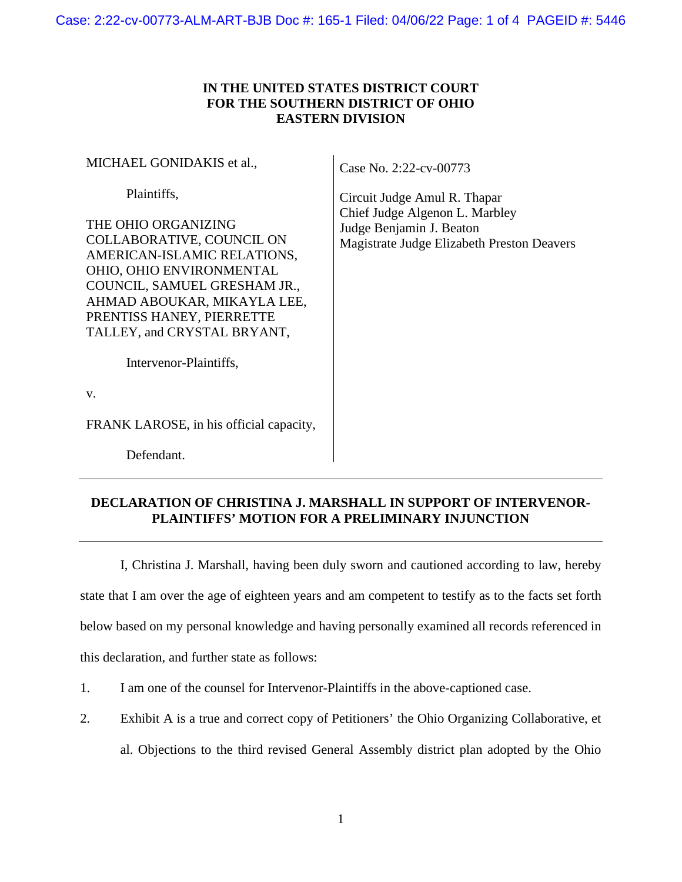**IN THE UNITED STATES DISTRICT COURT**
**FOR THE SOUTHERN DISTRICT OF OHIO**
**EASTERN DIVISION**

MICHAEL GONIDAKIS et al.,

Plaintiffs,

THE OHIO ORGANIZING COLLABORATIVE, COUNCIL ON AMERICAN-ISLAMIC RELATIONS, OHIO, OHIO ENVIRONMENTAL COUNCIL, SAMUEL GRESHAM JR., AHMAD ABOUKAR, MIKAYLA LEE, PRENTISS HANEY, PIERRETTE TALLEY, and CRYSTAL BRYANT,

Intervenor-Plaintiffs,

v.

FRANK LAROSE, in his official capacity,

Defendant.

Case No. 2:22-cv-00773

Circuit Judge Amul R. Thapar
Chief Judge Algenon L. Marbley
Judge Benjamin J. Beaton
Magistrate Judge Elizabeth Preston Deavers

---

**DECLARATION OF CHRISTINA J. MARSHALL IN SUPPORT OF INTERVENOR-PLAINTIFFS' MOTION FOR A PRELIMINARY INJUNCTION**

---

I, Christina J. Marshall, having been duly sworn and cautioned according to law, hereby state that I am over the age of eighteen years and am competent to testify as to the facts set forth below based on my personal knowledge and having personally examined all records referenced in this declaration, and further state as follows:

1. I am one of the counsel for Intervenor-Plaintiffs in the above-captioned case.
2. Exhibit A is a true and correct copy of Petitioners' the Ohio Organizing Collaborative, et al. Objections to the third revised General Assembly district plan adopted by the Ohio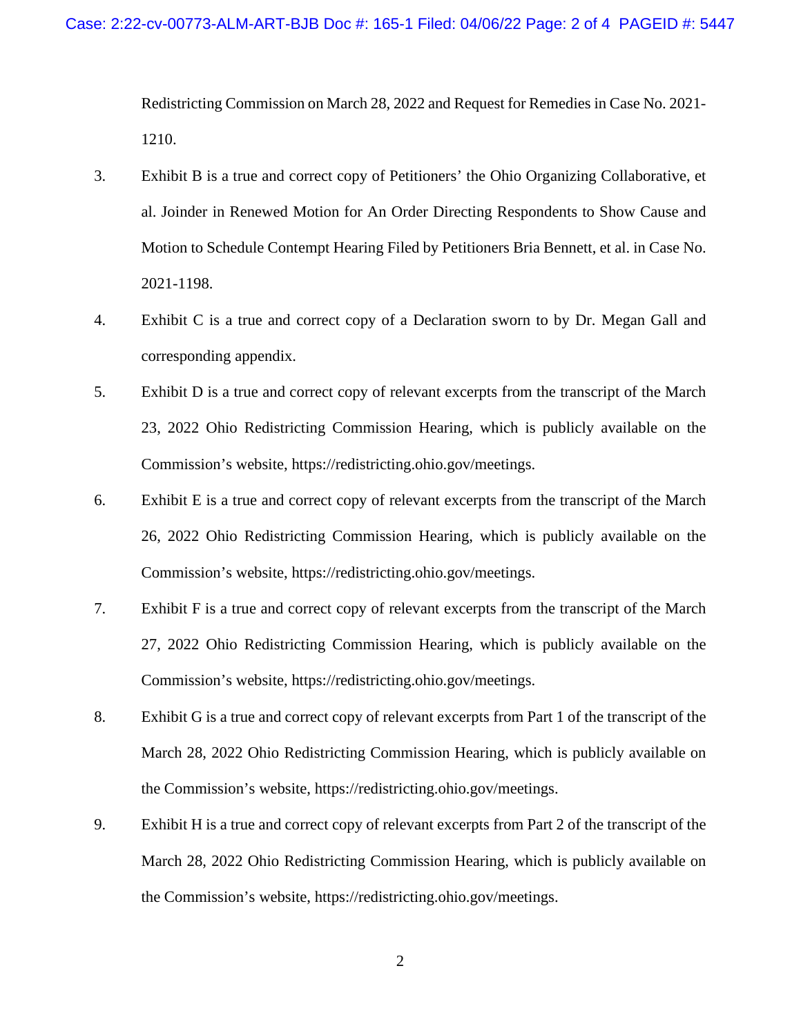Redistricting Commission on March 28, 2022 and Request for Remedies in Case No. 2021-1210.

3. Exhibit B is a true and correct copy of Petitioners' the Ohio Organizing Collaborative, et al. Joinder in Renewed Motion for An Order Directing Respondents to Show Cause and Motion to Schedule Contempt Hearing Filed by Petitioners Bria Bennett, et al. in Case No. 2021-1198.

4. Exhibit C is a true and correct copy of a Declaration sworn to by Dr. Megan Gall and corresponding appendix.

5. Exhibit D is a true and correct copy of relevant excerpts from the transcript of the March 23, 2022 Ohio Redistricting Commission Hearing, which is publicly available on the Commission's website, https://redistricting.ohio.gov/meetings.

6. Exhibit E is a true and correct copy of relevant excerpts from the transcript of the March 26, 2022 Ohio Redistricting Commission Hearing, which is publicly available on the Commission's website, https://redistricting.ohio.gov/meetings.

7. Exhibit F is a true and correct copy of relevant excerpts from the transcript of the March 27, 2022 Ohio Redistricting Commission Hearing, which is publicly available on the Commission's website, https://redistricting.ohio.gov/meetings.

8. Exhibit G is a true and correct copy of relevant excerpts from Part 1 of the transcript of the March 28, 2022 Ohio Redistricting Commission Hearing, which is publicly available on the Commission's website, https://redistricting.ohio.gov/meetings.

9. Exhibit H is a true and correct copy of relevant excerpts from Part 2 of the transcript of the March 28, 2022 Ohio Redistricting Commission Hearing, which is publicly available on the Commission's website, https://redistricting.ohio.gov/meetings.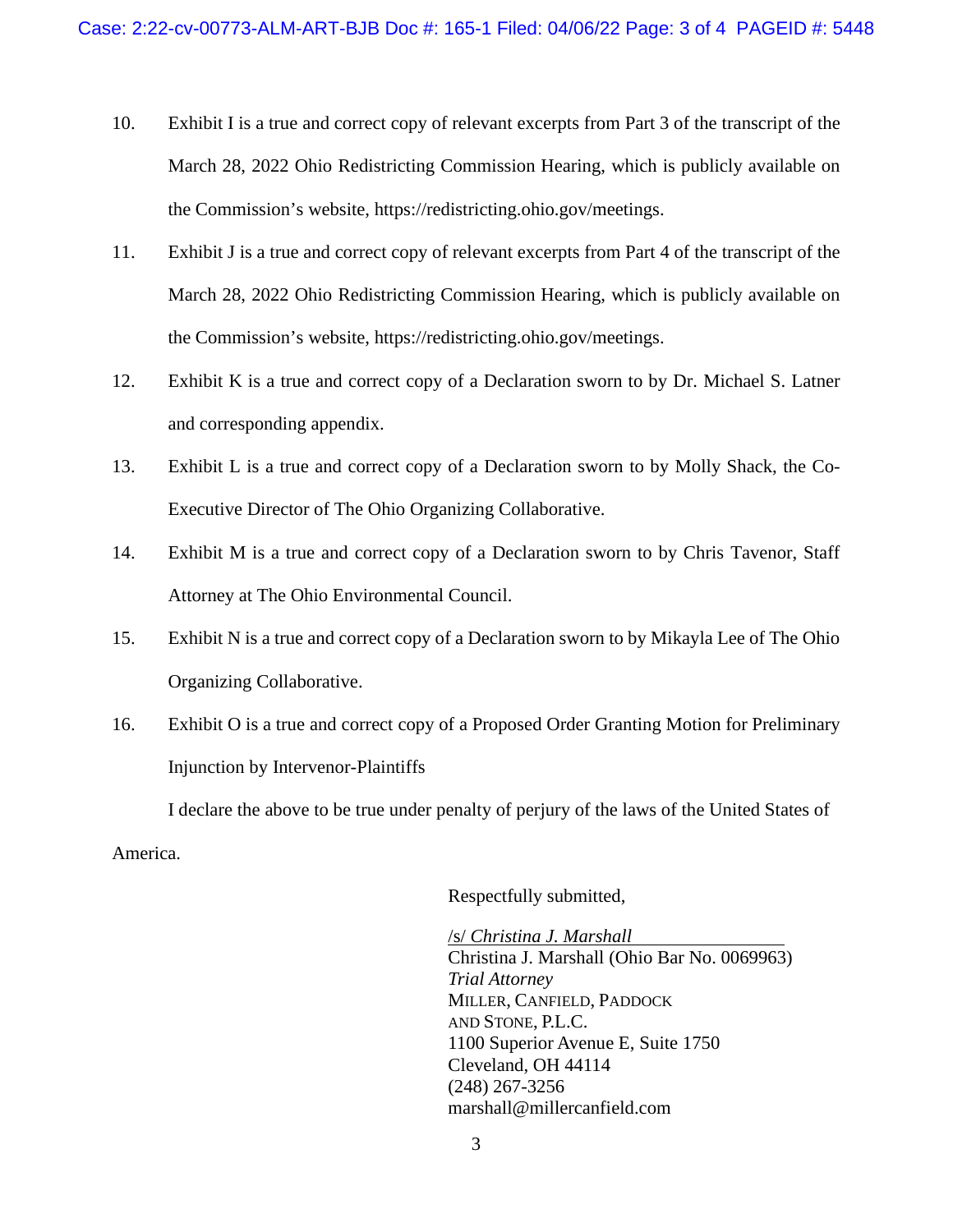10. Exhibit I is a true and correct copy of relevant excerpts from Part 3 of the transcript of the March 28, 2022 Ohio Redistricting Commission Hearing, which is publicly available on the Commission's website, https://redistricting.ohio.gov/meetings.

11. Exhibit J is a true and correct copy of relevant excerpts from Part 4 of the transcript of the March 28, 2022 Ohio Redistricting Commission Hearing, which is publicly available on the Commission's website, https://redistricting.ohio.gov/meetings.

12. Exhibit K is a true and correct copy of a Declaration sworn to by Dr. Michael S. Latner and corresponding appendix.

13. Exhibit L is a true and correct copy of a Declaration sworn to by Molly Shack, the Co-Executive Director of The Ohio Organizing Collaborative.

14. Exhibit M is a true and correct copy of a Declaration sworn to by Chris Tavenor, Staff Attorney at The Ohio Environmental Council.

15. Exhibit N is a true and correct copy of a Declaration sworn to by Mikayla Lee of The Ohio Organizing Collaborative.

16. Exhibit O is a true and correct copy of a Proposed Order Granting Motion for Preliminary Injunction by Intervenor-Plaintiffs

I declare the above to be true under penalty of perjury of the laws of the United States of America.

Respectfully submitted,

/s/ *Christina J. Marshall*
Christina J. Marshall (Ohio Bar No. 0069963)
*Trial Attorney*
MILLER, CANFIELD, PADDOCK AND STONE, P.L.C.
1100 Superior Avenue E, Suite 1750
Cleveland, OH 44114
(248) 267-3256
marshall@millercanfield.com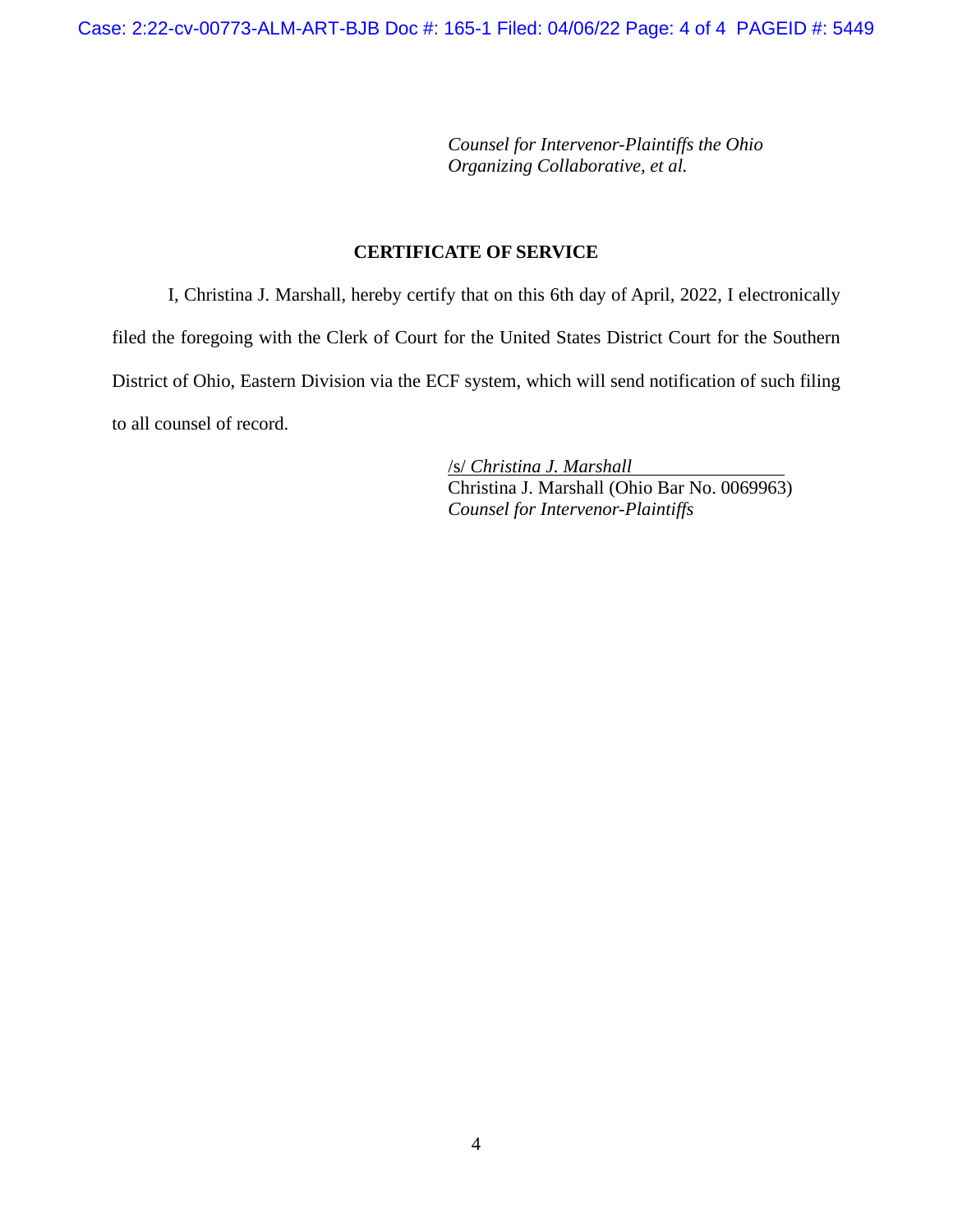*Counsel for Intervenor-Plaintiffs the Ohio Organizing Collaborative, et al.*

**CERTIFICATE OF SERVICE**

I, Christina J. Marshall, hereby certify that on this 6th day of April, 2022, I electronically filed the foregoing with the Clerk of Court for the United States District Court for the Southern District of Ohio, Eastern Division via the ECF system, which will send notification of such filing to all counsel of record.

/s/ *Christina J. Marshall*
Christina J. Marshall (Ohio Bar No. 0069963)
*Counsel for Intervenor-Plaintiffs*